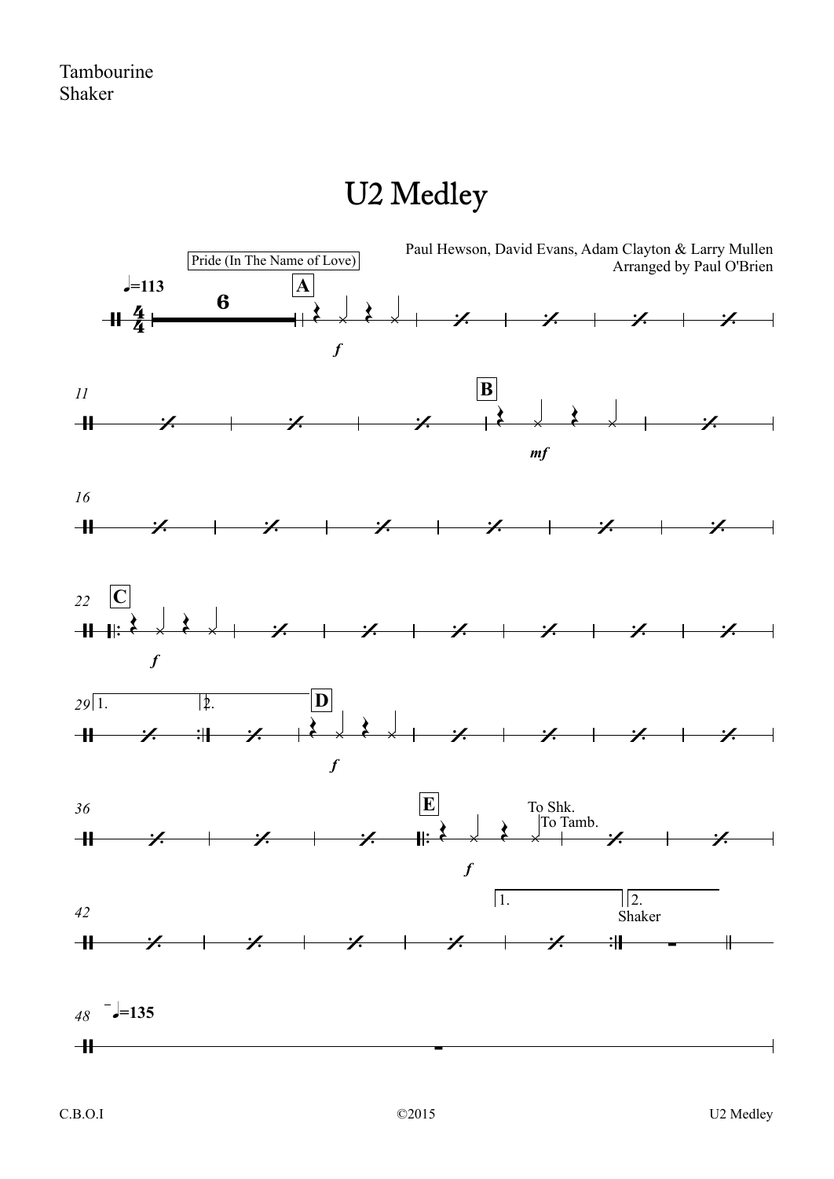Tambourine
Shaker

# U2 Medley

Paul Hewson, David Evans, Adam Clayton & Larry Mullen
Arranged by Paul O'Brien

Pride (In The Name of Love)

♩=113

A *f*

11 B *mf*

16

22 C *f*

29 1. 2. D *f*

36 E *f* To Shk. To Tamb.

42 1. 2. Shaker

48 ♩=135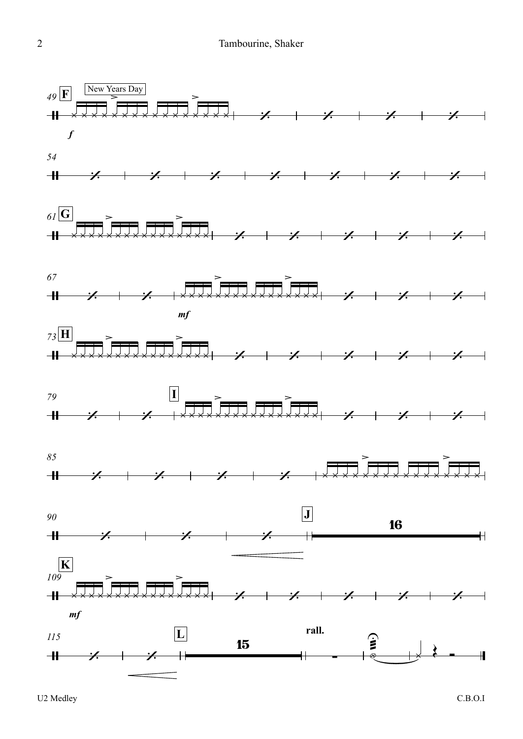Tambourine, Shaker

49 F New Years Day

*f*

54

61 G

67

*mf*

73 H

79 I

85

90 J 16

K 109

*mf*

115 L 15

**rall.**

U2 Medley

C.B.O.I